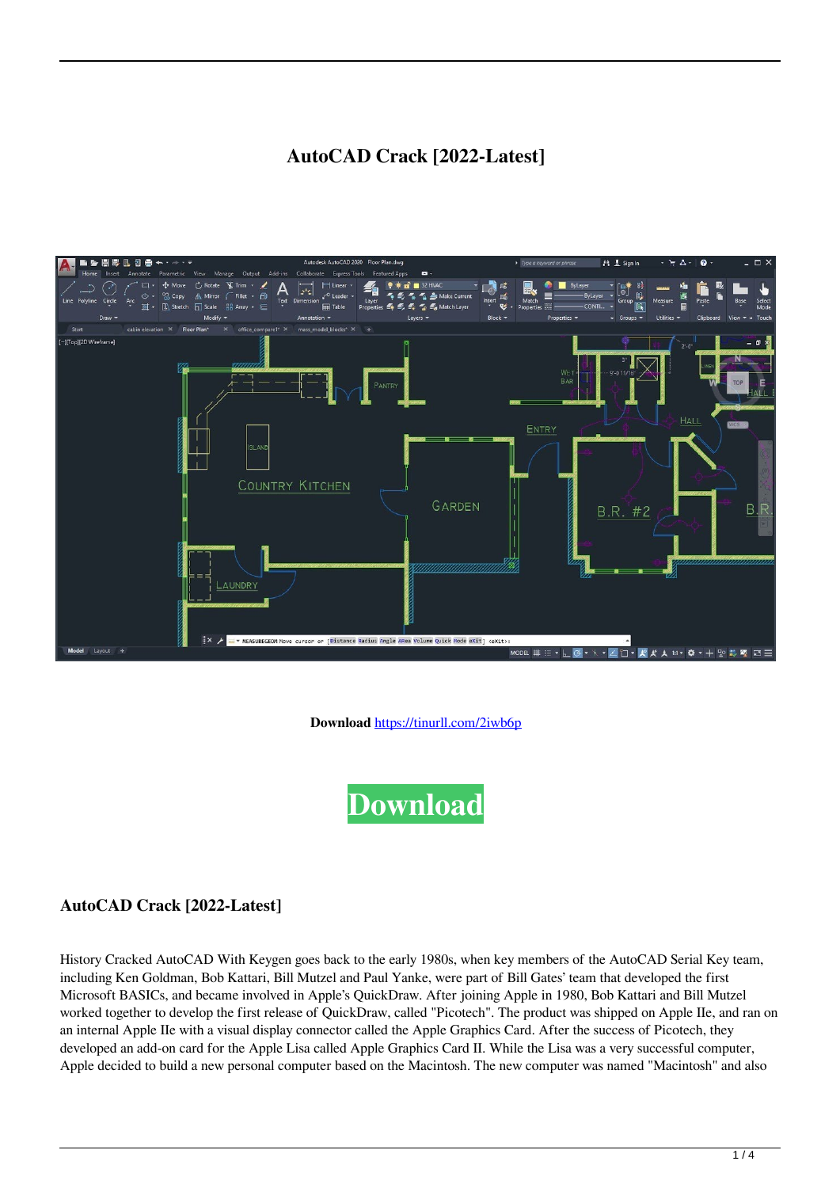# AutoCAD Crack [2022-Latest]

**Download** https://tinurll.com/2iwb6p

**Download**

## AutoCAD Crack [2022-Latest]

History Cracked AutoCAD With Keygen goes back to the early 1980s, when key members of the AutoCAD Serial Key team, including Ken Goldman, Bob Kattari, Bill Mutzel and Paul Yanke, were part of Bill Gates' team that developed the first Microsoft BASICs, and became involved in Apple's QuickDraw. After joining Apple in 1980, Bob Kattari and Bill Mutzel worked together to develop the first release of QuickDraw, called "Picotech". The product was shipped on Apple IIe, and ran on an internal Apple IIe with a visual display connector called the Apple Graphics Card. After the success of Picotech, they developed an add-on card for the Apple Lisa called Apple Graphics Card II. While the Lisa was a very successful computer, Apple decided to build a new personal computer based on the Macintosh. The new computer was named "Macintosh" and also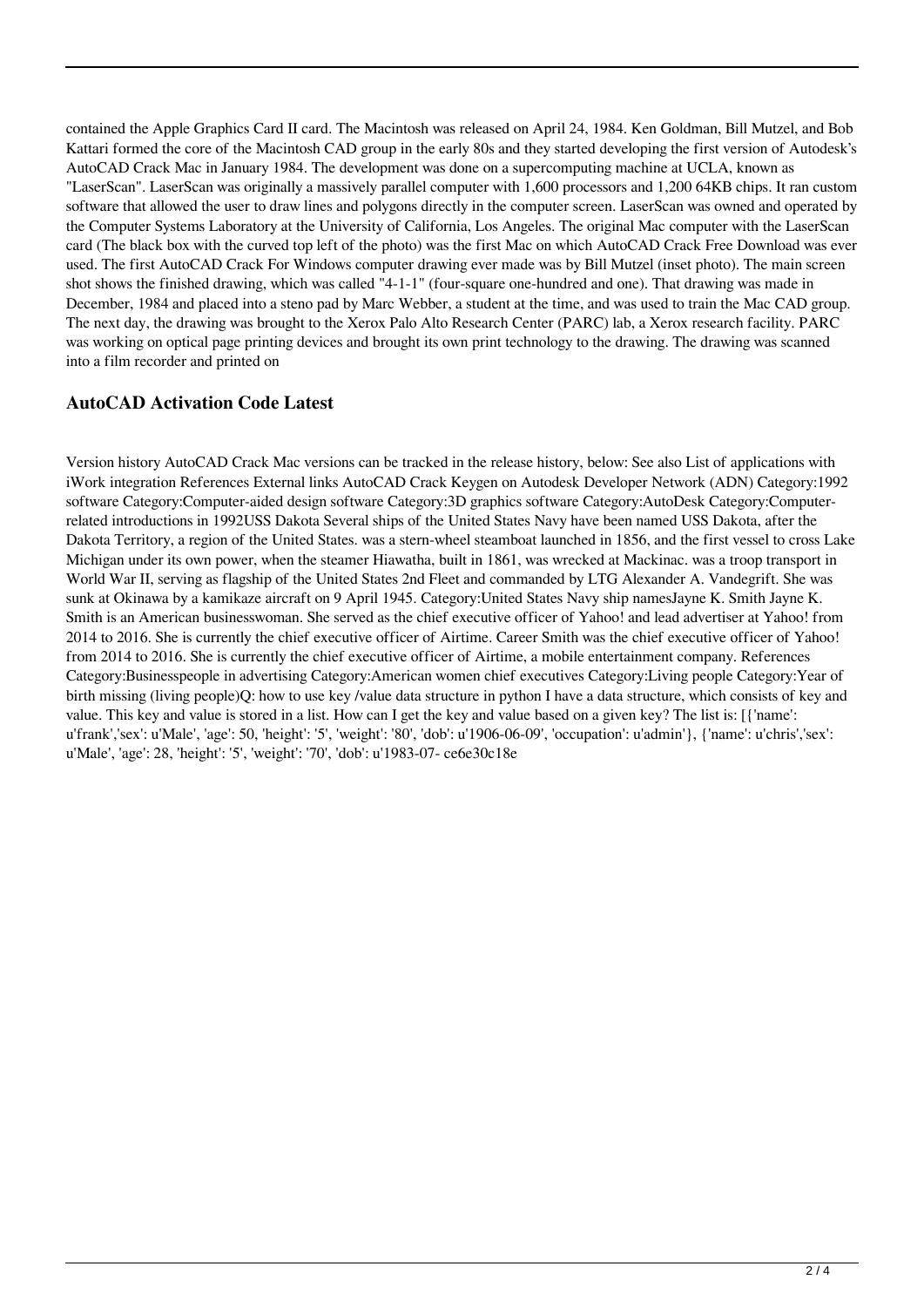contained the Apple Graphics Card II card. The Macintosh was released on April 24, 1984. Ken Goldman, Bill Mutzel, and Bob Kattari formed the core of the Macintosh CAD group in the early 80s and they started developing the first version of Autodesk's AutoCAD Crack Mac in January 1984. The development was done on a supercomputing machine at UCLA, known as "LaserScan". LaserScan was originally a massively parallel computer with 1,600 processors and 1,200 64KB chips. It ran custom software that allowed the user to draw lines and polygons directly in the computer screen. LaserScan was owned and operated by the Computer Systems Laboratory at the University of California, Los Angeles. The original Mac computer with the LaserScan card (The black box with the curved top left of the photo) was the first Mac on which AutoCAD Crack Free Download was ever used. The first AutoCAD Crack For Windows computer drawing ever made was by Bill Mutzel (inset photo). The main screen shot shows the finished drawing, which was called "4-1-1" (four-square one-hundred and one). That drawing was made in December, 1984 and placed into a steno pad by Marc Webber, a student at the time, and was used to train the Mac CAD group. The next day, the drawing was brought to the Xerox Palo Alto Research Center (PARC) lab, a Xerox research facility. PARC was working on optical page printing devices and brought its own print technology to the drawing. The drawing was scanned into a film recorder and printed on

### AutoCAD Activation Code Latest

Version history AutoCAD Crack Mac versions can be tracked in the release history, below: See also List of applications with iWork integration References External links AutoCAD Crack Keygen on Autodesk Developer Network (ADN) Category:1992 software Category:Computer-aided design software Category:3D graphics software Category:AutoDesk Category:Computer-related introductions in 1992USS Dakota Several ships of the United States Navy have been named USS Dakota, after the Dakota Territory, a region of the United States. was a stern-wheel steamboat launched in 1856, and the first vessel to cross Lake Michigan under its own power, when the steamer Hiawatha, built in 1861, was wrecked at Mackinac. was a troop transport in World War II, serving as flagship of the United States 2nd Fleet and commanded by LTG Alexander A. Vandegrift. She was sunk at Okinawa by a kamikaze aircraft on 9 April 1945. Category:United States Navy ship namesJayne K. Smith Jayne K. Smith is an American businesswoman. She served as the chief executive officer of Yahoo! and lead advertiser at Yahoo! from 2014 to 2016. She is currently the chief executive officer of Airtime. Career Smith was the chief executive officer of Yahoo! from 2014 to 2016. She is currently the chief executive officer of Airtime, a mobile entertainment company. References Category:Businesspeople in advertising Category:American women chief executives Category:Living people Category:Year of birth missing (living people)Q: how to use key /value data structure in python I have a data structure, which consists of key and value. This key and value is stored in a list. How can I get the key and value based on a given key? The list is: [{'name': u'frank','sex': u'Male', 'age': 50, 'height': '5', 'weight': '80', 'dob': u'1906-06-09', 'occupation': u'admin'}, {'name': u'chris','sex': u'Male', 'age': 28, 'height': '5', 'weight': '70', 'dob': u'1983-07- ce6e30c18e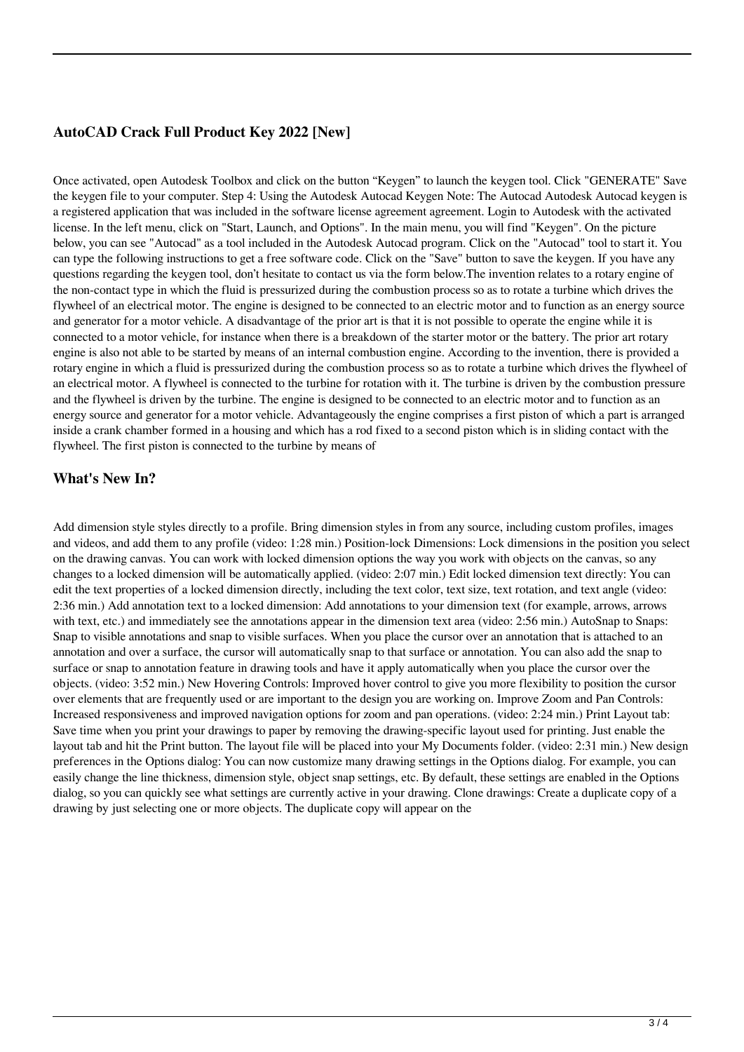## AutoCAD Crack Full Product Key 2022 [New]

Once activated, open Autodesk Toolbox and click on the button “Keygen” to launch the keygen tool. Click "GENERATE" Save the keygen file to your computer. Step 4: Using the Autodesk Autocad Keygen Note: The Autocad Autodesk Autocad keygen is a registered application that was included in the software license agreement agreement. Login to Autodesk with the activated license. In the left menu, click on "Start, Launch, and Options". In the main menu, you will find "Keygen". On the picture below, you can see "Autocad" as a tool included in the Autodesk Autocad program. Click on the "Autocad" tool to start it. You can type the following instructions to get a free software code. Click on the "Save" button to save the keygen. If you have any questions regarding the keygen tool, don’t hesitate to contact us via the form below.The invention relates to a rotary engine of the non-contact type in which the fluid is pressurized during the combustion process so as to rotate a turbine which drives the flywheel of an electrical motor. The engine is designed to be connected to an electric motor and to function as an energy source and generator for a motor vehicle. A disadvantage of the prior art is that it is not possible to operate the engine while it is connected to a motor vehicle, for instance when there is a breakdown of the starter motor or the battery. The prior art rotary engine is also not able to be started by means of an internal combustion engine. According to the invention, there is provided a rotary engine in which a fluid is pressurized during the combustion process so as to rotate a turbine which drives the flywheel of an electrical motor. A flywheel is connected to the turbine for rotation with it. The turbine is driven by the combustion pressure and the flywheel is driven by the turbine. The engine is designed to be connected to an electric motor and to function as an energy source and generator for a motor vehicle. Advantageously the engine comprises a first piston of which a part is arranged inside a crank chamber formed in a housing and which has a rod fixed to a second piston which is in sliding contact with the flywheel. The first piston is connected to the turbine by means of

## What's New In?

Add dimension style styles directly to a profile. Bring dimension styles in from any source, including custom profiles, images and videos, and add them to any profile (video: 1:28 min.) Position-lock Dimensions: Lock dimensions in the position you select on the drawing canvas. You can work with locked dimension options the way you work with objects on the canvas, so any changes to a locked dimension will be automatically applied. (video: 2:07 min.) Edit locked dimension text directly: You can edit the text properties of a locked dimension directly, including the text color, text size, text rotation, and text angle (video: 2:36 min.) Add annotation text to a locked dimension: Add annotations to your dimension text (for example, arrows, arrows with text, etc.) and immediately see the annotations appear in the dimension text area (video: 2:56 min.) AutoSnap to Snaps: Snap to visible annotations and snap to visible surfaces. When you place the cursor over an annotation that is attached to an annotation and over a surface, the cursor will automatically snap to that surface or annotation. You can also add the snap to surface or snap to annotation feature in drawing tools and have it apply automatically when you place the cursor over the objects. (video: 3:52 min.) New Hovering Controls: Improved hover control to give you more flexibility to position the cursor over elements that are frequently used or are important to the design you are working on. Improve Zoom and Pan Controls: Increased responsiveness and improved navigation options for zoom and pan operations. (video: 2:24 min.) Print Layout tab: Save time when you print your drawings to paper by removing the drawing-specific layout used for printing. Just enable the layout tab and hit the Print button. The layout file will be placed into your My Documents folder. (video: 2:31 min.) New design preferences in the Options dialog: You can now customize many drawing settings in the Options dialog. For example, you can easily change the line thickness, dimension style, object snap settings, etc. By default, these settings are enabled in the Options dialog, so you can quickly see what settings are currently active in your drawing. Clone drawings: Create a duplicate copy of a drawing by just selecting one or more objects. The duplicate copy will appear on the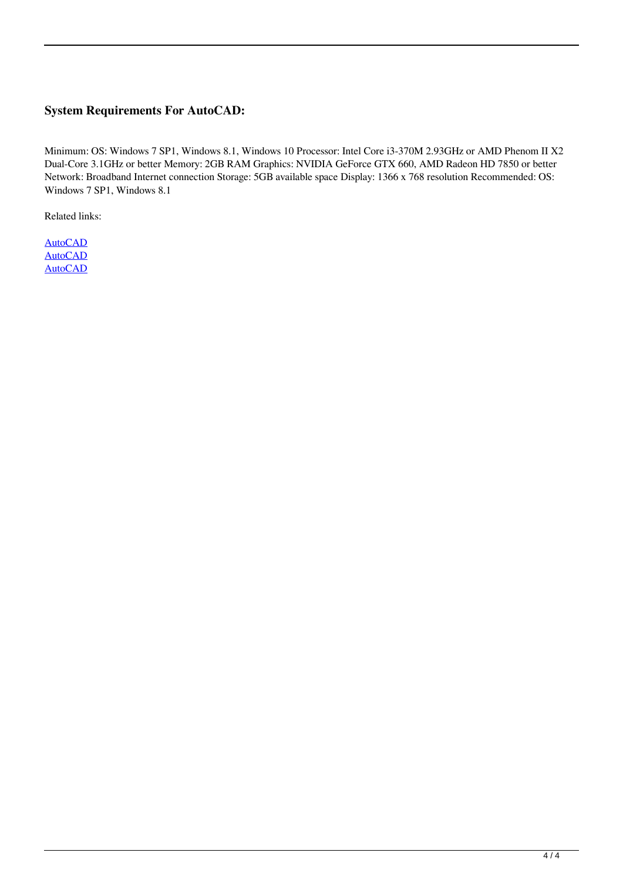### System Requirements For AutoCAD:

Minimum: OS: Windows 7 SP1, Windows 8.1, Windows 10 Processor: Intel Core i3-370M 2.93GHz or AMD Phenom II X2 Dual-Core 3.1GHz or better Memory: 2GB RAM Graphics: NVIDIA GeForce GTX 660, AMD Radeon HD 7850 or better Network: Broadband Internet connection Storage: 5GB available space Display: 1366 x 768 resolution Recommended: OS: Windows 7 SP1, Windows 8.1

Related links:

AutoCAD
AutoCAD
AutoCAD